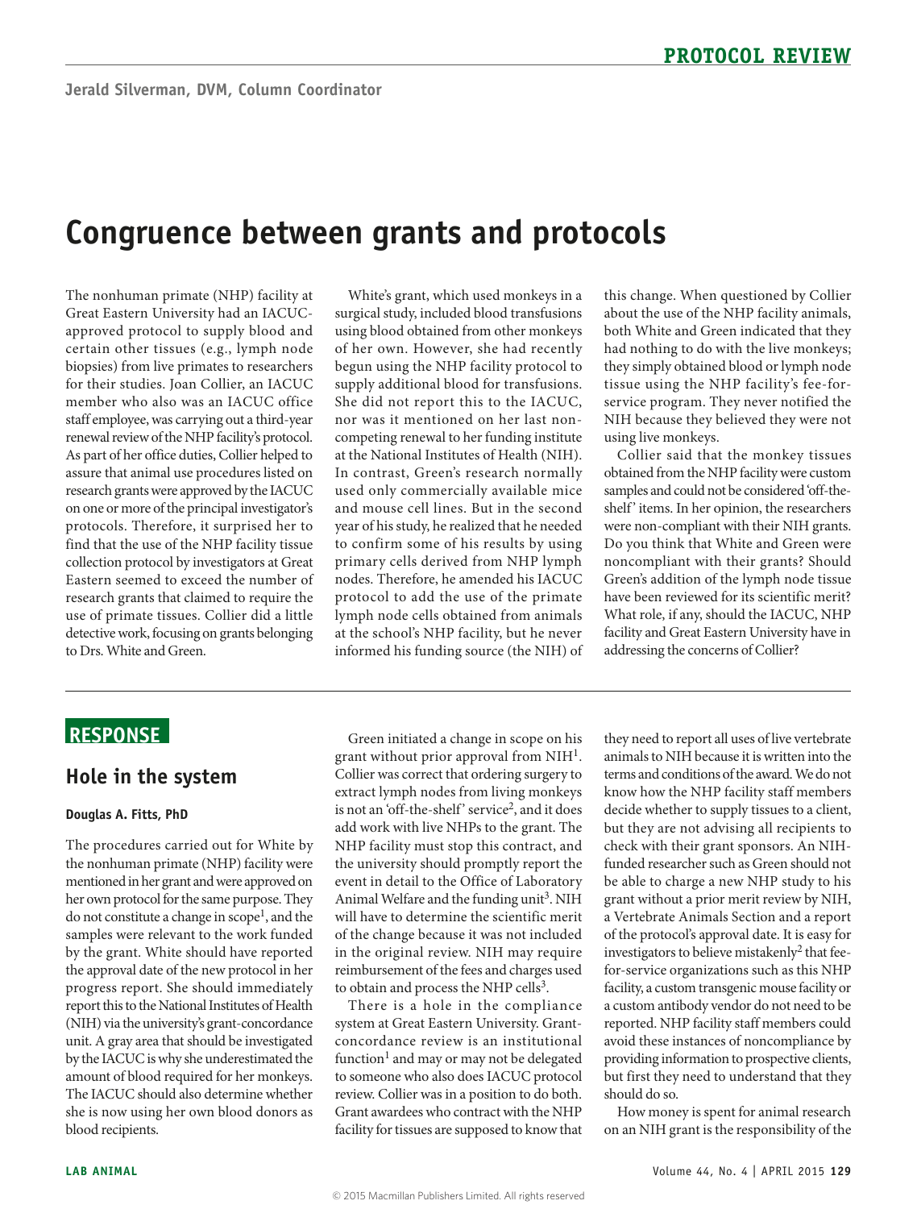PROTOCOL REVIEW

Jerald Silverman, DVM, Column Coordinator

# Congruence between grants and protocols

The nonhuman primate (NHP) facility at Great Eastern University had an IACUC-approved protocol to supply blood and certain other tissues (e.g., lymph node biopsies) from live primates to researchers for their studies. Joan Collier, an IACUC member who also was an IACUC office staff employee, was carrying out a third-year renewal review of the NHP facility's protocol. As part of her office duties, Collier helped to assure that animal use procedures listed on research grants were approved by the IACUC on one or more of the principal investigator's protocols. Therefore, it surprised her to find that the use of the NHP facility tissue collection protocol by investigators at Great Eastern seemed to exceed the number of research grants that claimed to require the use of primate tissues. Collier did a little detective work, focusing on grants belonging to Drs. White and Green.

White's grant, which used monkeys in a surgical study, included blood transfusions using blood obtained from other monkeys of her own. However, she had recently begun using the NHP facility protocol to supply additional blood for transfusions. She did not report this to the IACUC, nor was it mentioned on her last non-competing renewal to her funding institute at the National Institutes of Health (NIH). In contrast, Green's research normally used only commercially available mice and mouse cell lines. But in the second year of his study, he realized that he needed to confirm some of his results by using primary cells derived from NHP lymph nodes. Therefore, he amended his IACUC protocol to add the use of the primate lymph node cells obtained from animals at the school's NHP facility, but he never informed his funding source (the NIH) of this change. When questioned by Collier about the use of the NHP facility animals, both White and Green indicated that they had nothing to do with the live monkeys; they simply obtained blood or lymph node tissue using the NHP facility's fee-for-service program. They never notified the NIH because they believed they were not using live monkeys.

Collier said that the monkey tissues obtained from the NHP facility were custom samples and could not be considered 'off-the-shelf' items. In her opinion, the researchers were non-compliant with their NIH grants. Do you think that White and Green were noncompliant with their grants? Should Green's addition of the lymph node tissue have been reviewed for its scientific merit? What role, if any, should the IACUC, NHP facility and Great Eastern University have in addressing the concerns of Collier?

## RESPONSE

### Hole in the system

**Douglas A. Fitts, PhD**

The procedures carried out for White by the nonhuman primate (NHP) facility were mentioned in her grant and were approved on her own protocol for the same purpose. They do not constitute a change in scope[1], and the samples were relevant to the work funded by the grant. White should have reported the approval date of the new protocol in her progress report. She should immediately report this to the National Institutes of Health (NIH) via the university's grant-concordance unit. A gray area that should be investigated by the IACUC is why she underestimated the amount of blood required for her monkeys. The IACUC should also determine whether she is now using her own blood donors as blood recipients.

Green initiated a change in scope on his grant without prior approval from NIH[1]. Collier was correct that ordering surgery to extract lymph nodes from living monkeys is not an 'off-the-shelf' service[2], and it does add work with live NHPs to the grant. The NHP facility must stop this contract, and the university should promptly report the event in detail to the Office of Laboratory Animal Welfare and the funding unit[3]. NIH will have to determine the scientific merit of the change because it was not included in the original review. NIH may require reimbursement of the fees and charges used to obtain and process the NHP cells[3].

There is a hole in the compliance system at Great Eastern University. Grant-concordance review is an institutional function[1] and may or may not be delegated to someone who also does IACUC protocol review. Collier was in a position to do both. Grant awardees who contract with the NHP facility for tissues are supposed to know that they need to report all uses of live vertebrate animals to NIH because it is written into the terms and conditions of the award. We do not know how the NHP facility staff members decide whether to supply tissues to a client, but they are not advising all recipients to check with their grant sponsors. An NIH-funded researcher such as Green should not be able to charge a new NHP study to his grant without a prior merit review by NIH, a Vertebrate Animals Section and a report of the protocol's approval date. It is easy for investigators to believe mistakenly[2] that fee-for-service organizations such as this NHP facility, a custom transgenic mouse facility or a custom antibody vendor do not need to be reported. NHP facility staff members could avoid these instances of noncompliance by providing information to prospective clients, but first they need to understand that they should do so.

How money is spent for animal research on an NIH grant is the responsibility of the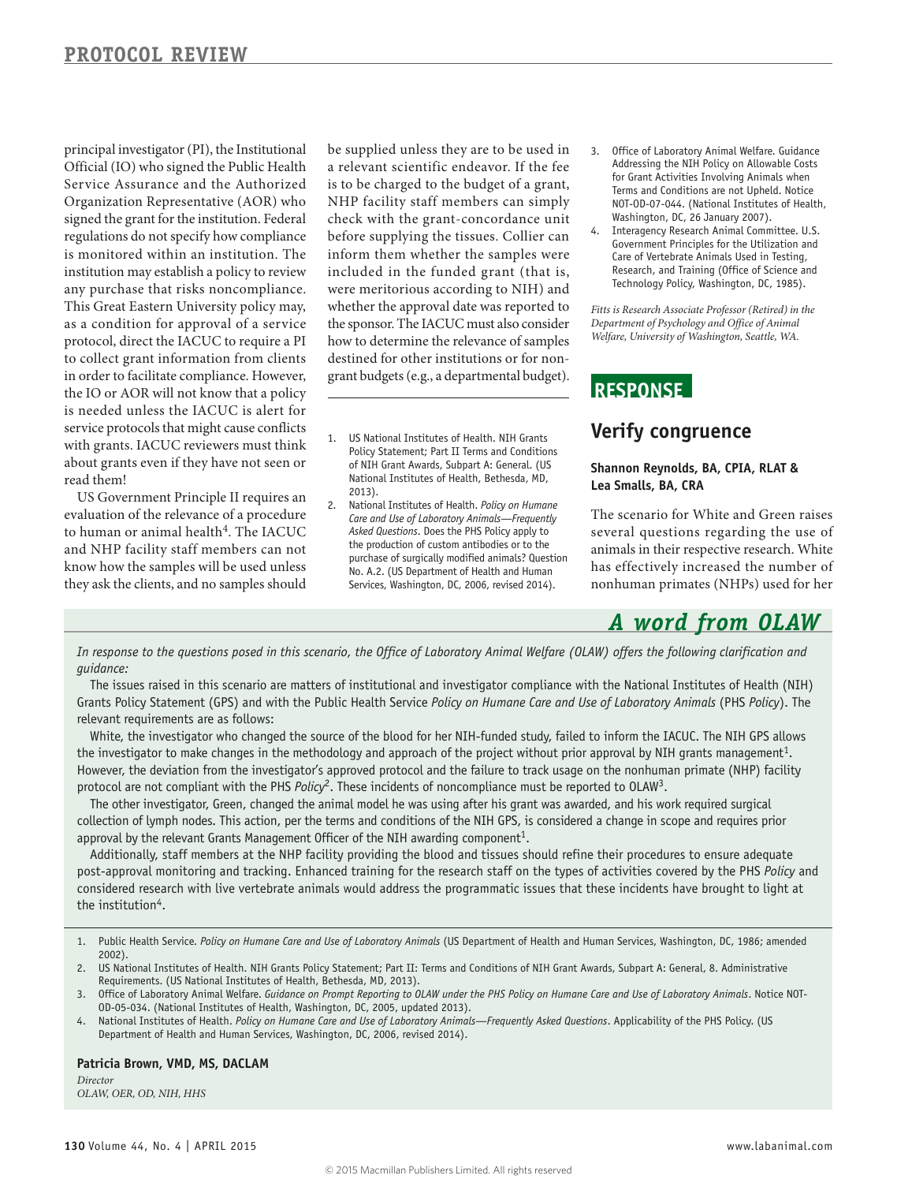principal investigator (PI), the Institutional Official (IO) who signed the Public Health Service Assurance and the Authorized Organization Representative (AOR) who signed the grant for the institution. Federal regulations do not specify how compliance is monitored within an institution. The institution may establish a policy to review any purchase that risks noncompliance. This Great Eastern University policy may, as a condition for approval of a service protocol, direct the IACUC to require a PI to collect grant information from clients in order to facilitate compliance. However, the IO or AOR will not know that a policy is needed unless the IACUC is alert for service protocols that might cause conflicts with grants. IACUC reviewers must think about grants even if they have not seen or read them!

US Government Principle II requires an evaluation of the relevance of a procedure to human or animal health[4]. The IACUC and NHP facility staff members can not know how the samples will be used unless they ask the clients, and no samples should be supplied unless they are to be used in a relevant scientific endeavor. If the fee is to be charged to the budget of a grant, NHP facility staff members can simply check with the grant-concordance unit before supplying the tissues. Collier can inform them whether the samples were included in the funded grant (that is, were meritorious according to NIH) and whether the approval date was reported to the sponsor. The IACUC must also consider how to determine the relevance of samples destined for other institutions or for non-grant budgets (e.g., a departmental budget).

1. US National Institutes of Health. NIH Grants Policy Statement; Part II Terms and Conditions of NIH Grant Awards, Subpart A: General. (US National Institutes of Health, Bethesda, MD, 2013).
2. National Institutes of Health. *Policy on Humane Care and Use of Laboratory Animals—Frequently Asked Questions*. Does the PHS Policy apply to the production of custom antibodies or to the purchase of surgically modified animals? Question No. A.2. (US Department of Health and Human Services, Washington, DC, 2006, revised 2014).
3. Office of Laboratory Animal Welfare. Guidance Addressing the NIH Policy on Allowable Costs for Grant Activities Involving Animals when Terms and Conditions are not Upheld. Notice NOT-OD-07-044. (National Institutes of Health, Washington, DC, 26 January 2007).
4. Interagency Research Animal Committee. U.S. Government Principles for the Utilization and Care of Vertebrate Animals Used in Testing, Research, and Training (Office of Science and Technology Policy, Washington, DC, 1985).

*Fitts is Research Associate Professor (Retired) in the Department of Psychology and Office of Animal Welfare, University of Washington, Seattle, WA.*

## RESPONSE

## Verify congruence

**Shannon Reynolds, BA, CPIA, RLAT & Lea Smalls, BA, CRA**

The scenario for White and Green raises several questions regarding the use of animals in their respective research. White has effectively increased the number of nonhuman primates (NHPs) used for her

## A word from OLAW

*In response to the questions posed in this scenario, the Office of Laboratory Animal Welfare (OLAW) offers the following clarification and guidance:*

The issues raised in this scenario are matters of institutional and investigator compliance with the National Institutes of Health (NIH) Grants Policy Statement (GPS) and with the Public Health Service *Policy on Humane Care and Use of Laboratory Animals* (PHS *Policy*). The relevant requirements are as follows:

White, the investigator who changed the source of the blood for her NIH-funded study, failed to inform the IACUC. The NIH GPS allows the investigator to make changes in the methodology and approach of the project without prior approval by NIH grants management[1]. However, the deviation from the investigator's approved protocol and the failure to track usage on the nonhuman primate (NHP) facility protocol are not compliant with the PHS *Policy*[2]. These incidents of noncompliance must be reported to OLAW[3].

The other investigator, Green, changed the animal model he was using after his grant was awarded, and his work required surgical collection of lymph nodes. This action, per the terms and conditions of the NIH GPS, is considered a change in scope and requires prior approval by the relevant Grants Management Officer of the NIH awarding component[1].

Additionally, staff members at the NHP facility providing the blood and tissues should refine their procedures to ensure adequate post-approval monitoring and tracking. Enhanced training for the research staff on the types of activities covered by the PHS *Policy* and considered research with live vertebrate animals would address the programmatic issues that these incidents have brought to light at the institution[4].

1. Public Health Service. *Policy on Humane Care and Use of Laboratory Animals* (US Department of Health and Human Services, Washington, DC, 1986; amended 2002).
2. US National Institutes of Health. NIH Grants Policy Statement; Part II: Terms and Conditions of NIH Grant Awards, Subpart A: General, 8. Administrative Requirements. (US National Institutes of Health, Bethesda, MD, 2013).
3. Office of Laboratory Animal Welfare. *Guidance on Prompt Reporting to OLAW under the PHS Policy on Humane Care and Use of Laboratory Animals*. Notice NOT-OD-05-034. (National Institutes of Health, Washington, DC, 2005, updated 2013).
4. National Institutes of Health. *Policy on Humane Care and Use of Laboratory Animals—Frequently Asked Questions*. Applicability of the PHS Policy. (US Department of Health and Human Services, Washington, DC, 2006, revised 2014).

**Patricia Brown, VMD, MS, DACLAM**
*Director*
*OLAW, OER, OD, NIH, HHS*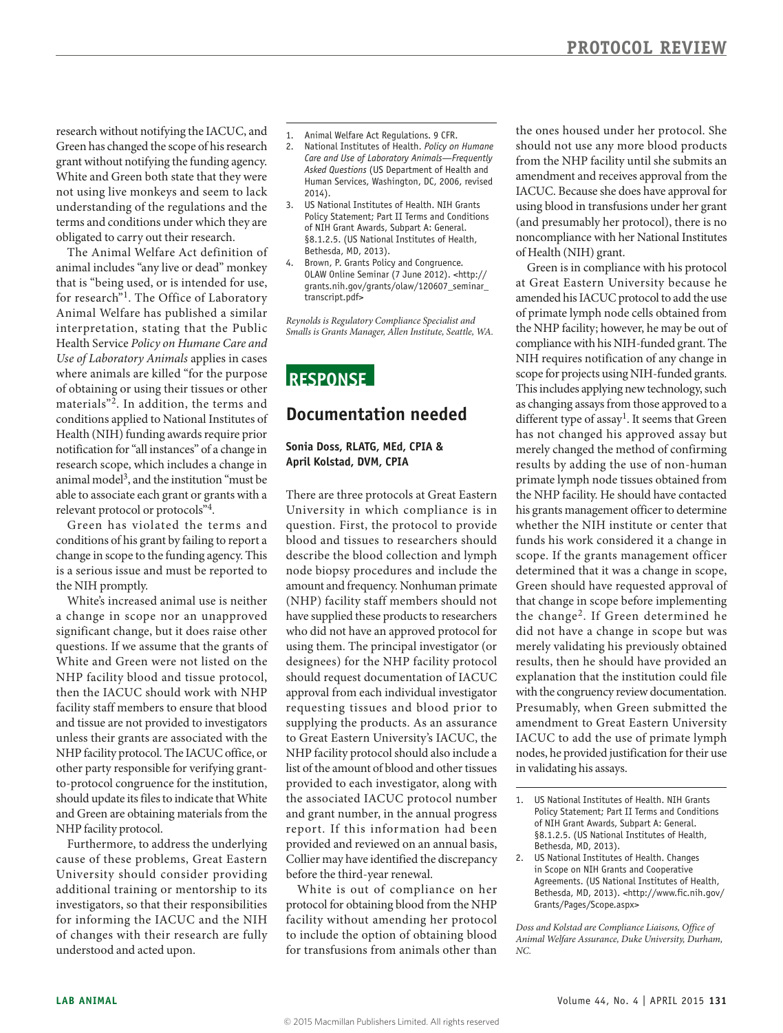research without notifying the IACUC, and Green has changed the scope of his research grant without notifying the funding agency. White and Green both state that they were not using live monkeys and seem to lack understanding of the regulations and the terms and conditions under which they are obligated to carry out their research.

The Animal Welfare Act definition of animal includes "any live or dead" monkey that is "being used, or is intended for use, for research"[1]. The Office of Laboratory Animal Welfare has published a similar interpretation, stating that the Public Health Service *Policy on Humane Care and Use of Laboratory Animals* applies in cases where animals are killed "for the purpose of obtaining or using their tissues or other materials"[2]. In addition, the terms and conditions applied to National Institutes of Health (NIH) funding awards require prior notification for "all instances" of a change in research scope, which includes a change in animal model[3], and the institution "must be able to associate each grant or grants with a relevant protocol or protocols"[4].

Green has violated the terms and conditions of his grant by failing to report a change in scope to the funding agency. This is a serious issue and must be reported to the NIH promptly.

White's increased animal use is neither a change in scope nor an unapproved significant change, but it does raise other questions. If we assume that the grants of White and Green were not listed on the NHP facility blood and tissue protocol, then the IACUC should work with NHP facility staff members to ensure that blood and tissue are not provided to investigators unless their grants are associated with the NHP facility protocol. The IACUC office, or other party responsible for verifying grant-to-protocol congruence for the institution, should update its files to indicate that White and Green are obtaining materials from the NHP facility protocol.

Furthermore, to address the underlying cause of these problems, Great Eastern University should consider providing additional training or mentorship to its investigators, so that their responsibilities for informing the IACUC and the NIH of changes with their research are fully understood and acted upon.

1. Animal Welfare Act Regulations. 9 CFR.
2. National Institutes of Health. *Policy on Humane Care and Use of Laboratory Animals—Frequently Asked Questions* (US Department of Health and Human Services, Washington, DC, 2006, revised 2014).
3. US National Institutes of Health. NIH Grants Policy Statement; Part II Terms and Conditions of NIH Grant Awards, Subpart A: General. §8.1.2.5. (US National Institutes of Health, Bethesda, MD, 2013).
4. Brown, P. Grants Policy and Congruence. OLAW Online Seminar (7 June 2012). <http://grants.nih.gov/grants/olaw/120607_seminar_transcript.pdf>

*Reynolds is Regulatory Compliance Specialist and Smalls is Grants Manager, Allen Institute, Seattle, WA.*

## RESPONSE

## Documentation needed

**Sonia Doss, RLATG, MEd, CPIA & April Kolstad, DVM, CPIA**

There are three protocols at Great Eastern University in which compliance is in question. First, the protocol to provide blood and tissues to researchers should describe the blood collection and lymph node biopsy procedures and include the amount and frequency. Nonhuman primate (NHP) facility staff members should not have supplied these products to researchers who did not have an approved protocol for using them. The principal investigator (or designees) for the NHP facility protocol should request documentation of IACUC approval from each individual investigator requesting tissues and blood prior to supplying the products. As an assurance to Great Eastern University's IACUC, the NHP facility protocol should also include a list of the amount of blood and other tissues provided to each investigator, along with the associated IACUC protocol number and grant number, in the annual progress report. If this information had been provided and reviewed on an annual basis, Collier may have identified the discrepancy before the third-year renewal.

White is out of compliance on her protocol for obtaining blood from the NHP facility without amending her protocol to include the option of obtaining blood for transfusions from animals other than the ones housed under her protocol. She should not use any more blood products from the NHP facility until she submits an amendment and receives approval from the IACUC. Because she does have approval for using blood in transfusions under her grant (and presumably her protocol), there is no noncompliance with her National Institutes of Health (NIH) grant.

Green is in compliance with his protocol at Great Eastern University because he amended his IACUC protocol to add the use of primate lymph node cells obtained from the NHP facility; however, he may be out of compliance with his NIH-funded grant. The NIH requires notification of any change in scope for projects using NIH-funded grants. This includes applying new technology, such as changing assays from those approved to a different type of assay[1]. It seems that Green has not changed his approved assay but merely changed the method of confirming results by adding the use of non-human primate lymph node tissues obtained from the NHP facility. He should have contacted his grants management officer to determine whether the NIH institute or center that funds his work considered it a change in scope. If the grants management officer determined that it was a change in scope, Green should have requested approval of that change in scope before implementing the change[2]. If Green determined he did not have a change in scope but was merely validating his previously obtained results, then he should have provided an explanation that the institution could file with the congruency review documentation. Presumably, when Green submitted the amendment to Great Eastern University IACUC to add the use of primate lymph nodes, he provided justification for their use in validating his assays.

1. US National Institutes of Health. NIH Grants Policy Statement; Part II Terms and Conditions of NIH Grant Awards, Subpart A: General. §8.1.2.5. (US National Institutes of Health, Bethesda, MD, 2013).
2. US National Institutes of Health. Changes in Scope on NIH Grants and Cooperative Agreements. (US National Institutes of Health, Bethesda, MD, 2013). <http://www.fic.nih.gov/Grants/Pages/Scope.aspx>

*Doss and Kolstad are Compliance Liaisons, Office of Animal Welfare Assurance, Duke University, Durham, NC.*